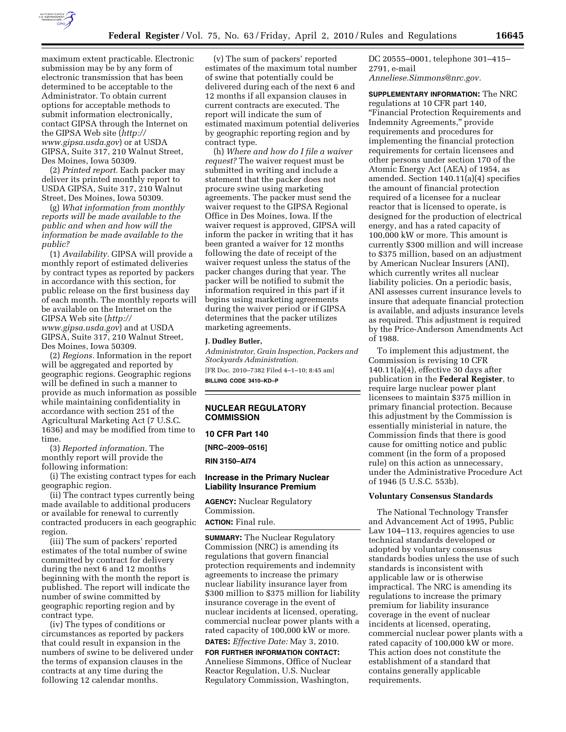maximum extent practicable. Electronic submission may be by any form of electronic transmission that has been determined to be acceptable to the Administrator. To obtain current options for acceptable methods to submit information electronically, contact GIPSA through the Internet on the GIPSA Web site (*http://www.gipsa.usda.gov*) or at USDA GIPSA, Suite 317, 210 Walnut Street, Des Moines, Iowa 50309.

(2) *Printed report.* Each packer may deliver its printed monthly report to USDA GIPSA, Suite 317, 210 Walnut Street, Des Moines, Iowa 50309.

(g) *What information from monthly reports will be made available to the public and when and how will the information be made available to the public?*

(1) *Availability.* GIPSA will provide a monthly report of estimated deliveries by contract types as reported by packers in accordance with this section, for public release on the first business day of each month. The monthly reports will be available on the Internet on the GIPSA Web site (*http://www.gipsa.usda.gov*) and at USDA GIPSA, Suite 317, 210 Walnut Street, Des Moines, Iowa 50309.

(2) *Regions.* Information in the report will be aggregated and reported by geographic regions. Geographic regions will be defined in such a manner to provide as much information as possible while maintaining confidentiality in accordance with section 251 of the Agricultural Marketing Act (7 U.S.C. 1636) and may be modified from time to time.

(3) *Reported information.* The monthly report will provide the following information:

(i) The existing contract types for each geographic region.

(ii) The contract types currently being made available to additional producers or available for renewal to currently contracted producers in each geographic region.

(iii) The sum of packers' reported estimates of the total number of swine committed by contract for delivery during the next 6 and 12 months beginning with the month the report is published. The report will indicate the number of swine committed by geographic reporting region and by contract type.

(iv) The types of conditions or circumstances as reported by packers that could result in expansion in the numbers of swine to be delivered under the terms of expansion clauses in the contracts at any time during the following 12 calendar months.

(v) The sum of packers' reported estimates of the maximum total number of swine that potentially could be delivered during each of the next 6 and 12 months if all expansion clauses in current contracts are executed. The report will indicate the sum of estimated maximum potential deliveries by geographic reporting region and by contract type.

(h) *Where and how do I file a waiver request?* The waiver request must be submitted in writing and include a statement that the packer does not procure swine using marketing agreements. The packer must send the waiver request to the GIPSA Regional Office in Des Moines, Iowa. If the waiver request is approved, GIPSA will inform the packer in writing that it has been granted a waiver for 12 months following the date of receipt of the waiver request unless the status of the packer changes during that year. The packer will be notified to submit the information required in this part if it begins using marketing agreements during the waiver period or if GIPSA determines that the packer utilizes marketing agreements.

**J. Dudley Butler,**

*Administrator, Grain Inspection, Packers and Stockyards Administration.*

[FR Doc. 2010–7382 Filed 4–1–10; 8:45 am]

**BILLING CODE 3410–KD–P**

## NUCLEAR REGULATORY COMMISSION

### 10 CFR Part 140

**[NRC–2009–0516]**

**RIN 3150–AI74**

### Increase in the Primary Nuclear Liability Insurance Premium

**AGENCY:** Nuclear Regulatory Commission.

**ACTION:** Final rule.

**SUMMARY:** The Nuclear Regulatory Commission (NRC) is amending its regulations that govern financial protection requirements and indemnity agreements to increase the primary nuclear liability insurance layer from $300 million to $375 million for liability insurance coverage in the event of nuclear incidents at licensed, operating, commercial nuclear power plants with a rated capacity of 100,000 kW or more.

**DATES:** *Effective Date:* May 3, 2010.

**FOR FURTHER INFORMATION CONTACT:** Anneliese Simmons, Office of Nuclear Reactor Regulation, U.S. Nuclear Regulatory Commission, Washington, DC 20555–0001, telephone 301–415–2791, e-mail *Anneliese.Simmons@nrc.gov.*

**SUPPLEMENTARY INFORMATION:** The NRC regulations at 10 CFR part 140, "Financial Protection Requirements and Indemnity Agreements," provide requirements and procedures for implementing the financial protection requirements for certain licensees and other persons under section 170 of the Atomic Energy Act (AEA) of 1954, as amended. Section 140.11(a)(4) specifies the amount of financial protection required of a licensee for a nuclear reactor that is licensed to operate, is designed for the production of electrical energy, and has a rated capacity of 100,000 kW or more. This amount is currently $300 million and will increase to $375 million, based on an adjustment by American Nuclear Insurers (ANI), which currently writes all nuclear liability policies. On a periodic basis, ANI assesses current insurance levels to insure that adequate financial protection is available, and adjusts insurance levels as required. This adjustment is required by the Price-Anderson Amendments Act of 1988.

To implement this adjustment, the Commission is revising 10 CFR 140.11(a)(4), effective 30 days after publication in the **Federal Register**, to require large nuclear power plant licensees to maintain $375 million in primary financial protection. Because this adjustment by the Commission is essentially ministerial in nature, the Commission finds that there is good cause for omitting notice and public comment (in the form of a proposed rule) on this action as unnecessary, under the Administrative Procedure Act of 1946 (5 U.S.C. 553b).

#### Voluntary Consensus Standards

The National Technology Transfer and Advancement Act of 1995, Public Law 104–113, requires agencies to use technical standards developed or adopted by voluntary consensus standards bodies unless the use of such standards is inconsistent with applicable law or is otherwise impractical. The NRC is amending its regulations to increase the primary premium for liability insurance coverage in the event of nuclear incidents at licensed, operating, commercial nuclear power plants with a rated capacity of 100,000 kW or more. This action does not constitute the establishment of a standard that contains generally applicable requirements.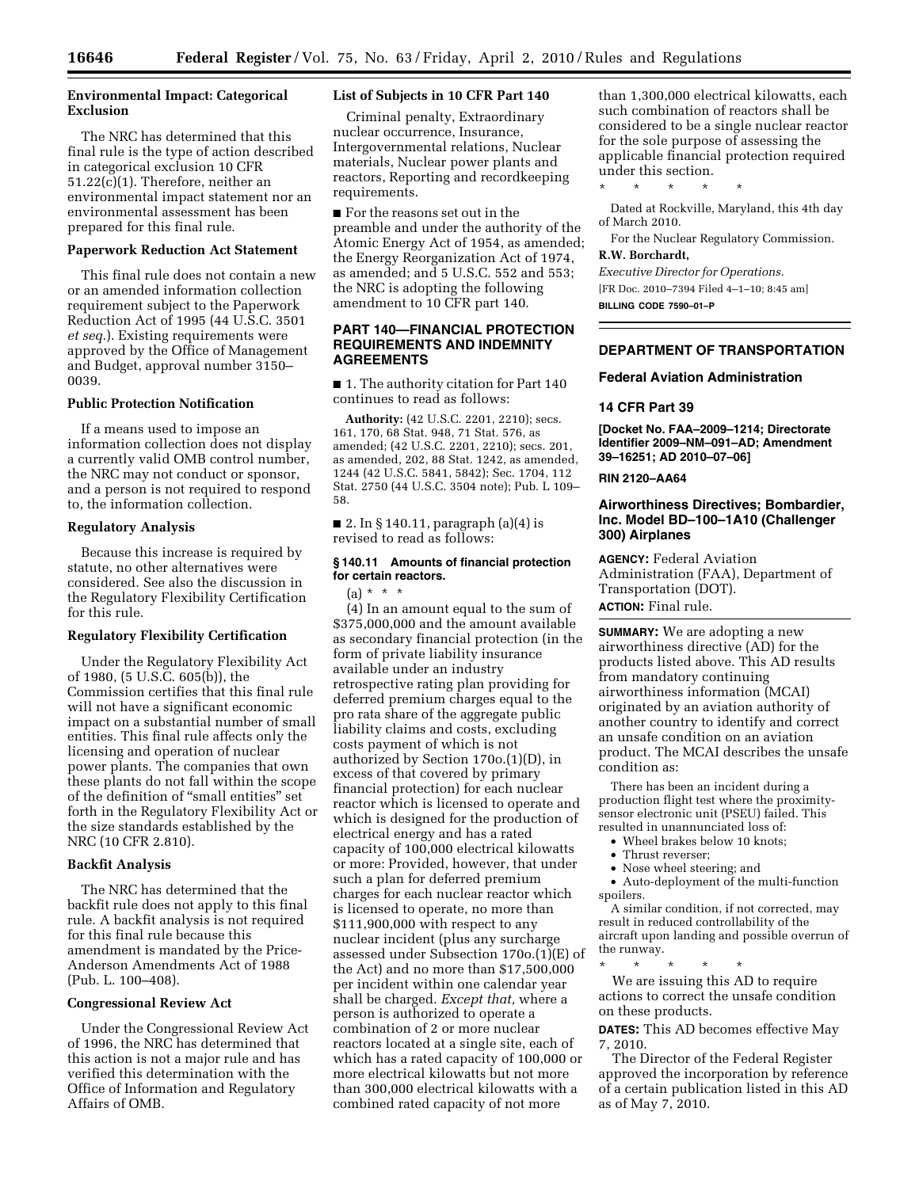### Environmental Impact: Categorical Exclusion

The NRC has determined that this final rule is the type of action described in categorical exclusion 10 CFR 51.22(c)(1). Therefore, neither an environmental impact statement nor an environmental assessment has been prepared for this final rule.

### Paperwork Reduction Act Statement

This final rule does not contain a new or an amended information collection requirement subject to the Paperwork Reduction Act of 1995 (44 U.S.C. 3501 *et seq.*). Existing requirements were approved by the Office of Management and Budget, approval number 3150–0039.

### Public Protection Notification

If a means used to impose an information collection does not display a currently valid OMB control number, the NRC may not conduct or sponsor, and a person is not required to respond to, the information collection.

### Regulatory Analysis

Because this increase is required by statute, no other alternatives were considered. See also the discussion in the Regulatory Flexibility Certification for this rule.

### Regulatory Flexibility Certification

Under the Regulatory Flexibility Act of 1980, (5 U.S.C. 605(b)), the Commission certifies that this final rule will not have a significant economic impact on a substantial number of small entities. This final rule affects only the licensing and operation of nuclear power plants. The companies that own these plants do not fall within the scope of the definition of "small entities" set forth in the Regulatory Flexibility Act or the size standards established by the NRC (10 CFR 2.810).

### Backfit Analysis

The NRC has determined that the backfit rule does not apply to this final rule. A backfit analysis is not required for this final rule because this amendment is mandated by the Price-Anderson Amendments Act of 1988 (Pub. L. 100–408).

### Congressional Review Act

Under the Congressional Review Act of 1996, the NRC has determined that this action is not a major rule and has verified this determination with the Office of Information and Regulatory Affairs of OMB.

### List of Subjects in 10 CFR Part 140

Criminal penalty, Extraordinary nuclear occurrence, Insurance, Intergovernmental relations, Nuclear materials, Nuclear power plants and reactors, Reporting and recordkeeping requirements.

■ For the reasons set out in the preamble and under the authority of the Atomic Energy Act of 1954, as amended; the Energy Reorganization Act of 1974, as amended; and 5 U.S.C. 552 and 553; the NRC is adopting the following amendment to 10 CFR part 140.

## PART 140—FINANCIAL PROTECTION REQUIREMENTS AND INDEMNITY AGREEMENTS

■ 1. The authority citation for Part 140 continues to read as follows:

**Authority:** (42 U.S.C. 2201, 2210); secs. 161, 170, 68 Stat. 948, 71 Stat. 576, as amended; (42 U.S.C. 2201, 2210); secs. 201, as amended, 202, 88 Stat. 1242, as amended, 1244 (42 U.S.C. 5841, 5842); Sec. 1704, 112 Stat. 2750 (44 U.S.C. 3504 note); Pub. L 109–58.

■ 2. In § 140.11, paragraph (a)(4) is revised to read as follows:

**§ 140.11 Amounts of financial protection for certain reactors.**

(a) * * *

(4) In an amount equal to the sum of $375,000,000 and the amount available as secondary financial protection (in the form of private liability insurance available under an industry retrospective rating plan providing for deferred premium charges equal to the pro rata share of the aggregate public liability claims and costs, excluding costs payment of which is not authorized by Section 170o.(1)(D), in excess of that covered by primary financial protection) for each nuclear reactor which is licensed to operate and which is designed for the production of electrical energy and has a rated capacity of 100,000 electrical kilowatts or more: Provided, however, that under such a plan for deferred premium charges for each nuclear reactor which is licensed to operate, no more than $111,900,000 with respect to any nuclear incident (plus any surcharge assessed under Subsection 170o.(1)(E) of the Act) and no more than $17,500,000 per incident within one calendar year shall be charged. *Except that,* where a person is authorized to operate a combination of 2 or more nuclear reactors located at a single site, each of which has a rated capacity of 100,000 or more electrical kilowatts but not more than 300,000 electrical kilowatts with a combined rated capacity of not more than 1,300,000 electrical kilowatts, each such combination of reactors shall be considered to be a single nuclear reactor for the sole purpose of assessing the applicable financial protection required under this section.

\* \* \* \* \*

Dated at Rockville, Maryland, this 4th day of March 2010.

For the Nuclear Regulatory Commission.

**R.W. Borchardt,**

*Executive Director for Operations.*

[FR Doc. 2010–7394 Filed 4–1–10; 8:45 am]

**BILLING CODE 7590–01–P**

## DEPARTMENT OF TRANSPORTATION

### Federal Aviation Administration

### 14 CFR Part 39

**[Docket No. FAA–2009–1214; Directorate Identifier 2009–NM–091–AD; Amendment 39–16251; AD 2010–07–06]**

**RIN 2120–AA64**

## Airworthiness Directives; Bombardier, Inc. Model BD–100–1A10 (Challenger 300) Airplanes

**AGENCY:** Federal Aviation Administration (FAA), Department of Transportation (DOT).

**ACTION:** Final rule.

**SUMMARY:** We are adopting a new airworthiness directive (AD) for the products listed above. This AD results from mandatory continuing airworthiness information (MCAI) originated by an aviation authority of another country to identify and correct an unsafe condition on an aviation product. The MCAI describes the unsafe condition as:

> There has been an incident during a production flight test where the proximity-sensor electronic unit (PSEU) failed. This resulted in unannunciated loss of:
>
> - Wheel brakes below 10 knots;
> - Thrust reverser;
> - Nose wheel steering; and
> - Auto-deployment of the multi-function spoilers.
>
> A similar condition, if not corrected, may result in reduced controllability of the aircraft upon landing and possible overrun of the runway.

\* \* \* \* \*

We are issuing this AD to require actions to correct the unsafe condition on these products.

**DATES:** This AD becomes effective May 7, 2010.

The Director of the Federal Register approved the incorporation by reference of a certain publication listed in this AD as of May 7, 2010.